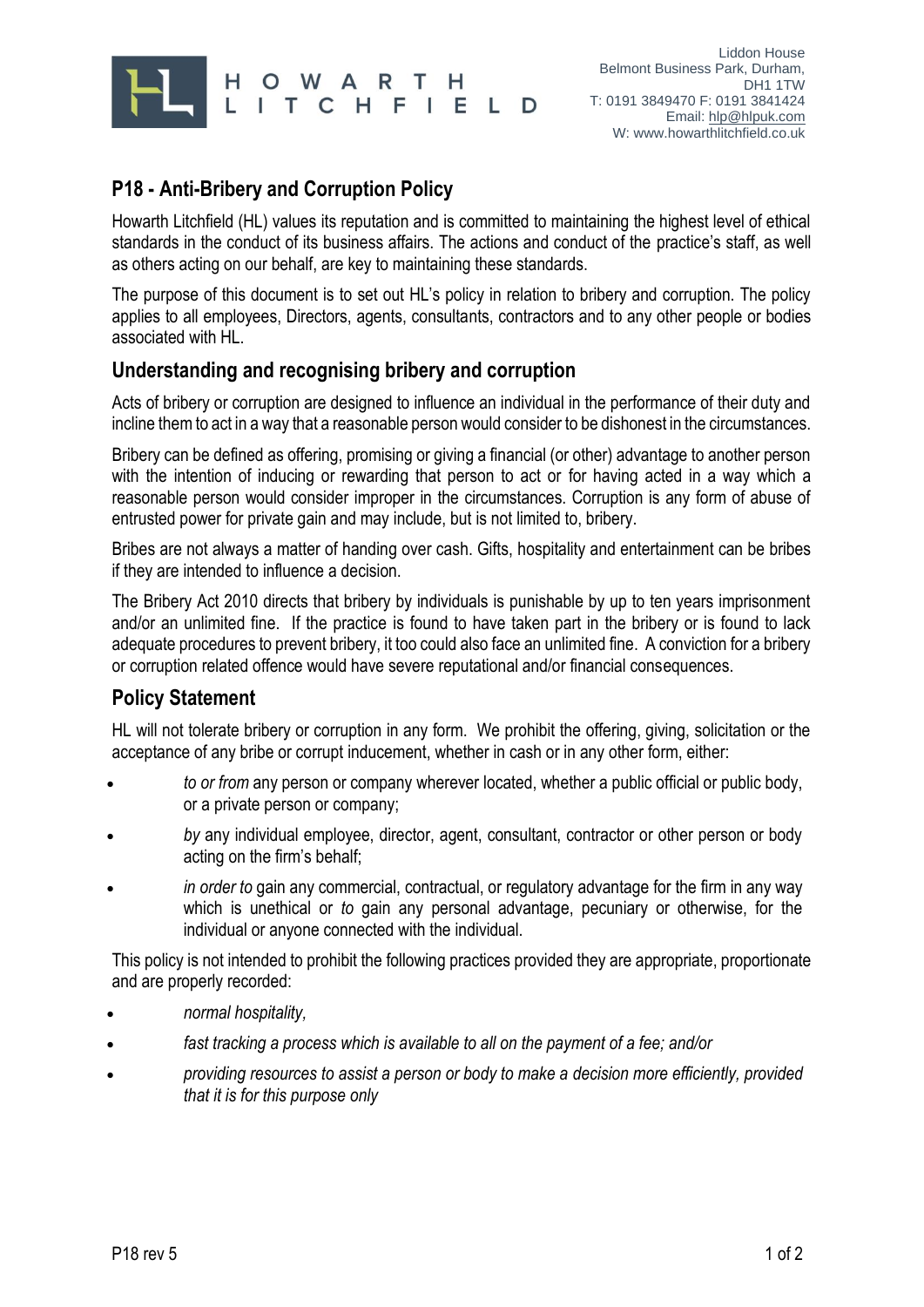HOWARTH LITCHFIELD

Liddon House
Belmont Business Park, Durham,
DH1 1TW
T: 0191 3849470 F: 0191 3841424
Email: hlp@hlpuk.com
W: www.howarthlitchfield.co.uk

# P18 - Anti-Bribery and Corruption Policy

Howarth Litchfield (HL) values its reputation and is committed to maintaining the highest level of ethical standards in the conduct of its business affairs. The actions and conduct of the practice's staff, as well as others acting on our behalf, are key to maintaining these standards.

The purpose of this document is to set out HL's policy in relation to bribery and corruption. The policy applies to all employees, Directors, agents, consultants, contractors and to any other people or bodies associated with HL.

## Understanding and recognising bribery and corruption

Acts of bribery or corruption are designed to influence an individual in the performance of their duty and incline them to act in a way that a reasonable person would consider to be dishonest in the circumstances.

Bribery can be defined as offering, promising or giving a financial (or other) advantage to another person with the intention of inducing or rewarding that person to act or for having acted in a way which a reasonable person would consider improper in the circumstances. Corruption is any form of abuse of entrusted power for private gain and may include, but is not limited to, bribery.

Bribes are not always a matter of handing over cash. Gifts, hospitality and entertainment can be bribes if they are intended to influence a decision.

The Bribery Act 2010 directs that bribery by individuals is punishable by up to ten years imprisonment and/or an unlimited fine. If the practice is found to have taken part in the bribery or is found to lack adequate procedures to prevent bribery, it too could also face an unlimited fine. A conviction for a bribery or corruption related offence would have severe reputational and/or financial consequences.

## Policy Statement

HL will not tolerate bribery or corruption in any form. We prohibit the offering, giving, solicitation or the acceptance of any bribe or corrupt inducement, whether in cash or in any other form, either:

- *to or from* any person or company wherever located, whether a public official or public body, or a private person or company;
- *by* any individual employee, director, agent, consultant, contractor or other person or body acting on the firm's behalf;
- *in order to* gain any commercial, contractual, or regulatory advantage for the firm in any way which is unethical or *to* gain any personal advantage, pecuniary or otherwise, for the individual or anyone connected with the individual.

This policy is not intended to prohibit the following practices provided they are appropriate, proportionate and are properly recorded:

- *normal hospitality,*
- *fast tracking a process which is available to all on the payment of a fee; and/or*
- *providing resources to assist a person or body to make a decision more efficiently, provided that it is for this purpose only*

P18 rev 5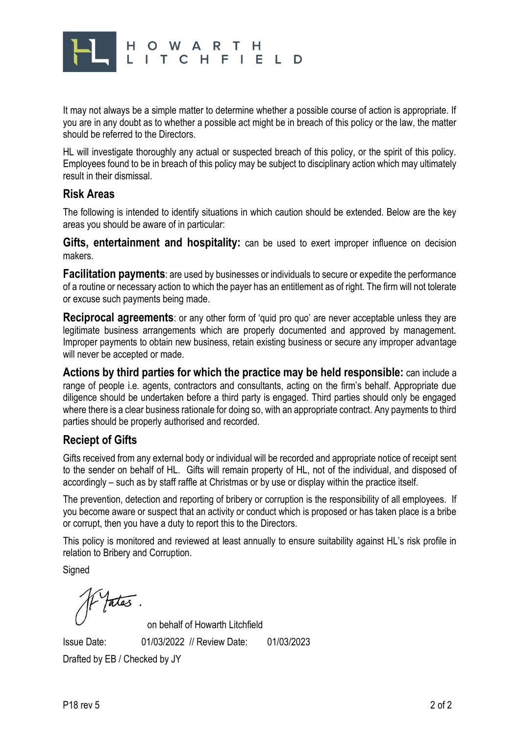It may not always be a simple matter to determine whether a possible course of action is appropriate. If you are in any doubt as to whether a possible act might be in breach of this policy or the law, the matter should be referred to the Directors.

HL will investigate thoroughly any actual or suspected breach of this policy, or the spirit of this policy. Employees found to be in breach of this policy may be subject to disciplinary action which may ultimately result in their dismissal.

## Risk Areas

The following is intended to identify situations in which caution should be extended. Below are the key areas you should be aware of in particular:

**Gifts, entertainment and hospitality:** can be used to exert improper influence on decision makers.

**Facilitation payments**: are used by businesses or individuals to secure or expedite the performance of a routine or necessary action to which the payer has an entitlement as of right. The firm will not tolerate or excuse such payments being made.

**Reciprocal agreements**: or any other form of 'quid pro quo' are never acceptable unless they are legitimate business arrangements which are properly documented and approved by management. Improper payments to obtain new business, retain existing business or secure any improper advantage will never be accepted or made.

**Actions by third parties for which the practice may be held responsible:** can include a range of people i.e. agents, contractors and consultants, acting on the firm's behalf. Appropriate due diligence should be undertaken before a third party is engaged. Third parties should only be engaged where there is a clear business rationale for doing so, with an appropriate contract. Any payments to third parties should be properly authorised and recorded.

## Reciept of Gifts

Gifts received from any external body or individual will be recorded and appropriate notice of receipt sent to the sender on behalf of HL. Gifts will remain property of HL, not of the individual, and disposed of accordingly – such as by staff raffle at Christmas or by use or display within the practice itself.

The prevention, detection and reporting of bribery or corruption is the responsibility of all employees. If you become aware or suspect that an activity or conduct which is proposed or has taken place is a bribe or corrupt, then you have a duty to report this to the Directors.

This policy is monitored and reviewed at least annually to ensure suitability against HL's risk profile in relation to Bribery and Corruption.

Signed

on behalf of Howarth Litchfield

Issue Date: 01/03/2022 // Review Date: 01/03/2023

Drafted by EB / Checked by JY

P18 rev 5